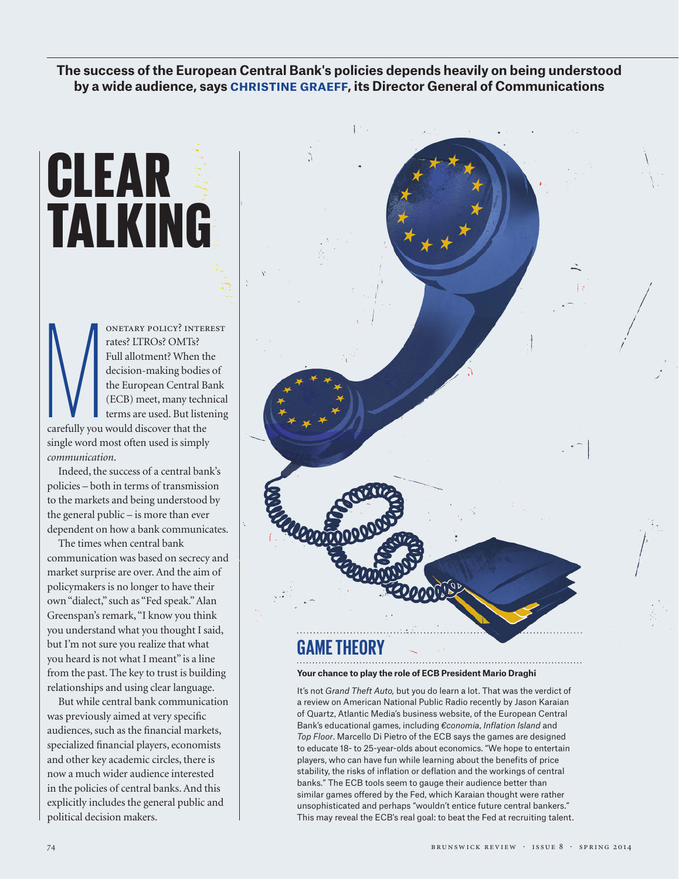**The success of the European Central Bank's policies depends heavily on being understood by a wide audience, says CHRISTINE GRAEFF, its Director General of Communications**

# CLEAR TALKING

MONETARY POLICY? INTEREST rates? LTROs? OMTs? Full allotment? When the decision-making bodies of the European Central Bank (ECB) meet, many technical terms are used. But listening carefully you would discover that the single word most often used is simply *communication*.

Indeed, the success of a central bank's policies – both in terms of transmission to the markets and being understood by the general public – is more than ever dependent on how a bank communicates.

The times when central bank communication was based on secrecy and market surprise are over. And the aim of policymakers is no longer to have their own "dialect," such as "Fed speak." Alan Greenspan's remark, "I know you think you understand what you thought I said, but I'm not sure you realize that what you heard is not what I meant" is a line from the past. The key to trust is building relationships and using clear language.

But while central bank communication was previously aimed at very specific audiences, such as the financial markets, specialized financial players, economists and other key academic circles, there is now a much wider audience interested in the policies of central banks. And this explicitly includes the general public and political decision makers.

## GAME THEORY

**Your chance to play the role of ECB President Mario Draghi**

It's not *Grand Theft Auto,* but you do learn a lot. That was the verdict of a review on American National Public Radio recently by Jason Karaian of Quartz, Atlantic Media's business website, of the European Central Bank's educational games, including *€conomia*, *Inflation Island* and *Top Floor*. Marcello Di Pietro of the ECB says the games are designed to educate 18- to 25-year-olds about economics. "We hope to entertain players, who can have fun while learning about the benefits of price stability, the risks of inflation or deflation and the workings of central banks." The ECB tools seem to gauge their audience better than similar games offered by the Fed, which Karaian thought were rather unsophisticated and perhaps "wouldn't entice future central bankers." This may reveal the ECB's real goal: to beat the Fed at recruiting talent.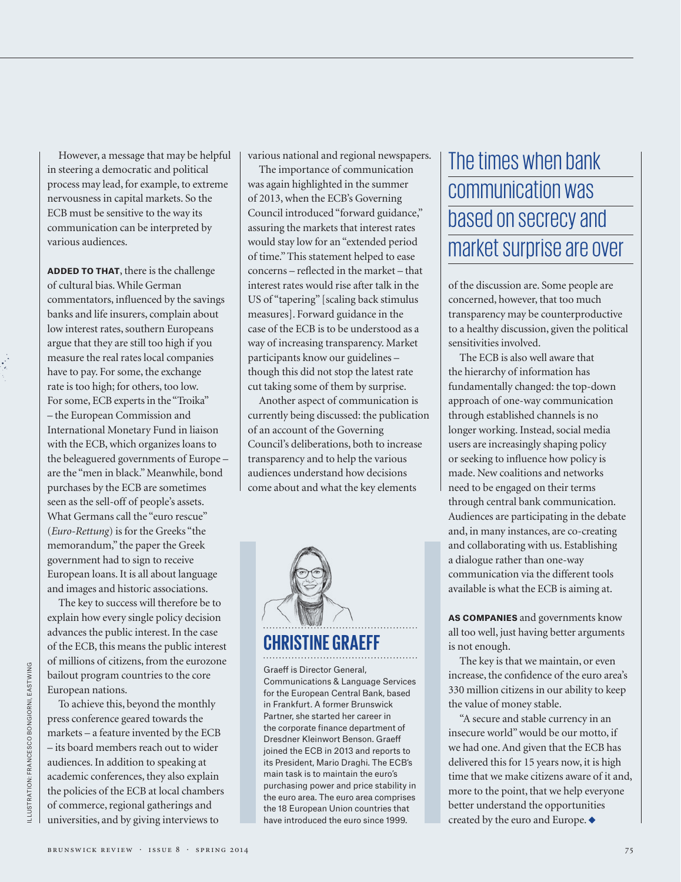However, a message that may be helpful in steering a democratic and political process may lead, for example, to extreme nervousness in capital markets. So the ECB must be sensitive to the way its communication can be interpreted by various audiences.

**ADDED TO THAT**, there is the challenge of cultural bias. While German commentators, influenced by the savings banks and life insurers, complain about low interest rates, southern Europeans argue that they are still too high if you measure the real rates local companies have to pay. For some, the exchange rate is too high; for others, too low. For some, ECB experts in the "Troika" – the European Commission and International Monetary Fund in liaison with the ECB, which organizes loans to the beleaguered governments of Europe – are the "men in black." Meanwhile, bond purchases by the ECB are sometimes seen as the sell-off of people's assets. What Germans call the "euro rescue" (*Euro-Rettung*) is for the Greeks "the memorandum," the paper the Greek government had to sign to receive European loans. It is all about language and images and historic associations.

The key to success will therefore be to explain how every single policy decision advances the public interest. In the case of the ECB, this means the public interest of millions of citizens, from the eurozone bailout program countries to the core European nations.

To achieve this, beyond the monthly press conference geared towards the markets – a feature invented by the ECB – its board members reach out to wider audiences. In addition to speaking at academic conferences, they also explain the policies of the ECB at local chambers of commerce, regional gatherings and universities, and by giving interviews to various national and regional newspapers.

The importance of communication was again highlighted in the summer of 2013, when the ECB's Governing Council introduced "forward guidance," assuring the markets that interest rates would stay low for an "extended period of time." This statement helped to ease concerns – reflected in the market – that interest rates would rise after talk in the US of "tapering" [scaling back stimulus measures]. Forward guidance in the case of the ECB is to be understood as a way of increasing transparency. Market participants know our guidelines – though this did not stop the latest rate cut taking some of them by surprise.

Another aspect of communication is currently being discussed: the publication of an account of the Governing Council's deliberations, both to increase transparency and to help the various audiences understand how decisions come about and what the key elements of the discussion are. Some people are concerned, however, that too much transparency may be counterproductive to a healthy discussion, given the political sensitivities involved.

## The times when bank communication was based on secrecy and market surprise are over

The ECB is also well aware that the hierarchy of information has fundamentally changed: the top-down approach of one-way communication through established channels is no longer working. Instead, social media users are increasingly shaping policy or seeking to influence how policy is made. New coalitions and networks need to be engaged on their terms through central bank communication. Audiences are participating in the debate and, in many instances, are co-creating and collaborating with us. Establishing a dialogue rather than one-way communication via the different tools available is what the ECB is aiming at.

**AS COMPANIES** and governments know all too well, just having better arguments is not enough.

The key is that we maintain, or even increase, the confidence of the euro area's 330 million citizens in our ability to keep the value of money stable.

"A secure and stable currency in an insecure world" would be our motto, if we had one. And given that the ECB has delivered this for 15 years now, it is high time that we make citizens aware of it and, more to the point, that we help everyone better understand the opportunities created by the euro and Europe. ◆

## CHRISTINE GRAEFF

Graeff is Director General, Communications & Language Services for the European Central Bank, based in Frankfurt. A former Brunswick Partner, she started her career in the corporate finance department of Dresdner Kleinwort Benson. Graeff joined the ECB in 2013 and reports to its President, Mario Draghi. The ECB's main task is to maintain the euro's purchasing power and price stability in the euro area. The euro area comprises the 18 European Union countries that have introduced the euro since 1999.

ILLUSTRATION: FRANCESCO BONGIORNI, EASTWING